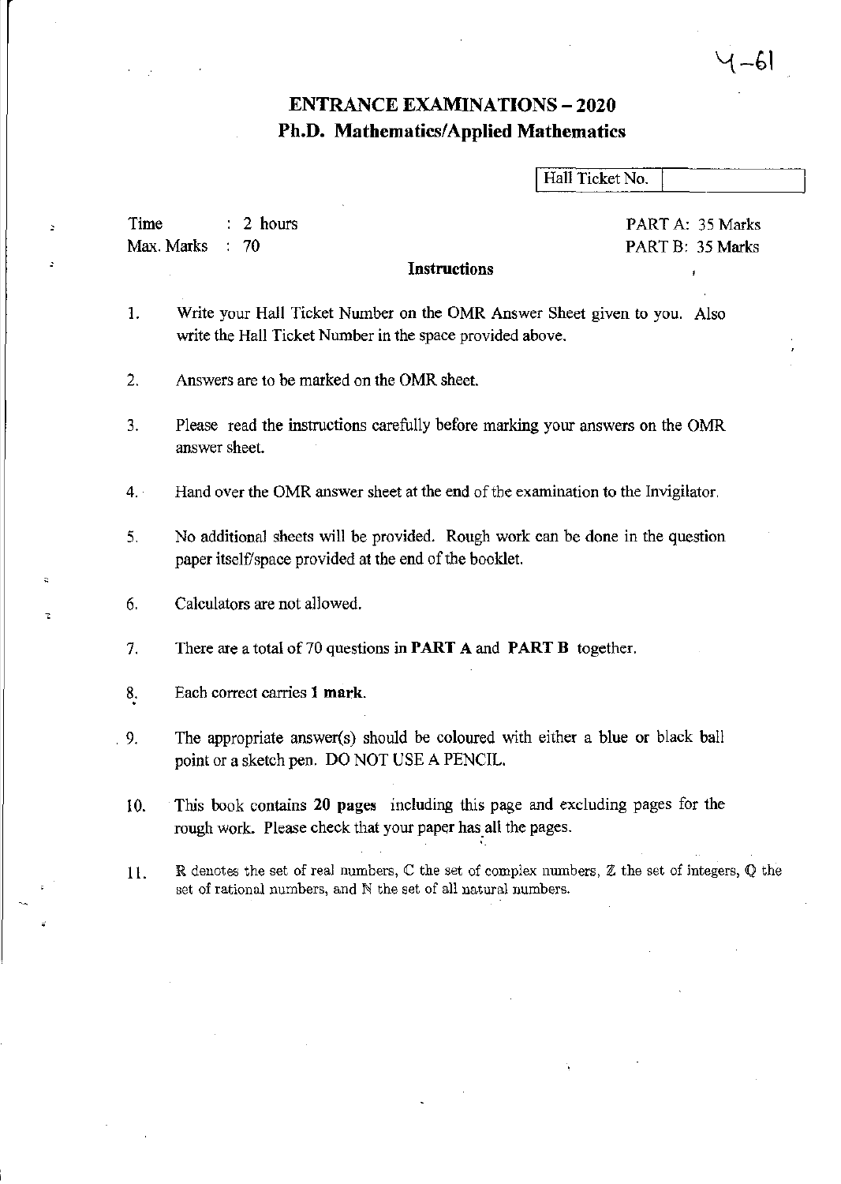Y-61

# ENTRANCE EXAMINATIONS – 2020
## Ph.D. Mathematics/Applied Mathematics

| Hall Ticket No. | |
|---|---|

Time : 2 hours
Max. Marks : 70

PART A: 35 Marks
PART B: 35 Marks

**Instructions**

1. Write your Hall Ticket Number on the OMR Answer Sheet given to you. Also write the Hall Ticket Number in the space provided above.

2. Answers are to be marked on the OMR sheet.

3. Please read the instructions carefully before marking your answers on the OMR answer sheet.

4. Hand over the OMR answer sheet at the end of the examination to the Invigilator.

5. No additional sheets will be provided. Rough work can be done in the question paper itself/space provided at the end of the booklet.

6. Calculators are not allowed.

7. There are a total of 70 questions in **PART A** and **PART B** together.

8. Each correct carries **1 mark**.

9. The appropriate answer(s) should be coloured with either a blue or black ball point or a sketch pen. DO NOT USE A PENCIL.

10. This book contains **20 pages** including this page and excluding pages for the rough work. Please check that your paper has all the pages.

11. $\mathbb{R}$ denotes the set of real numbers, $\mathbb{C}$ the set of complex numbers, $\mathbb{Z}$ the set of integers, $\mathbb{Q}$ the set of rational numbers, and $\mathbb{N}$ the set of all natural numbers.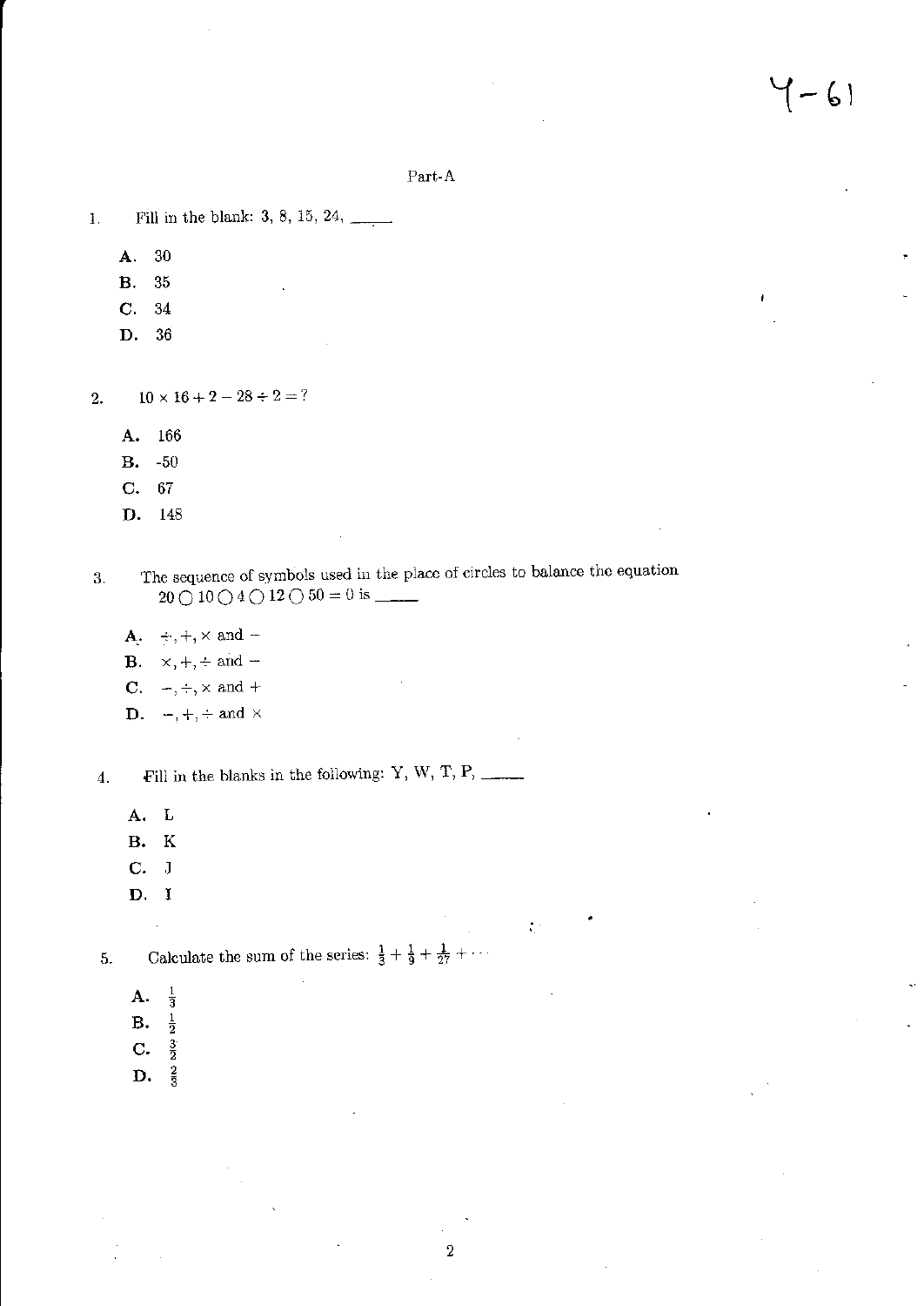Y-61

## Part-A

1. Fill in the blank: 3, 8, 15, 24, \_\_\_\_\_

   **A.** 30
   **B.** 35
   **C.** 34
   **D.** 36

2. $10 \times 16 + 2 - 28 \div 2 = ?$

   **A.** 166
   **B.** -50
   **C.** 67
   **D.** 148

3. The sequence of symbols used in the place of circles to balance the equation $20 \bigcirc 10 \bigcirc 4 \bigcirc 12 \bigcirc 50 = 0$ is \_\_\_\_\_

   **A.** $\div, +, \times$ and $-$
   **B.** $\times, +, \div$ and $-$
   **C.** $-, \div, \times$ and $+$
   **D.** $-, +, \div$ and $\times$

4. Fill in the blanks in the following: Y, W, T, P, \_\_\_\_\_

   **A.** L
   **B.** K
   **C.** J
   **D.** I

5. Calculate the sum of the series: $\frac{1}{3} + \frac{1}{9} + \frac{1}{27} + \cdots$

   **A.** $\frac{1}{3}$
   **B.** $\frac{1}{2}$
   **C.** $\frac{3}{2}$
   **D.** $\frac{2}{3}$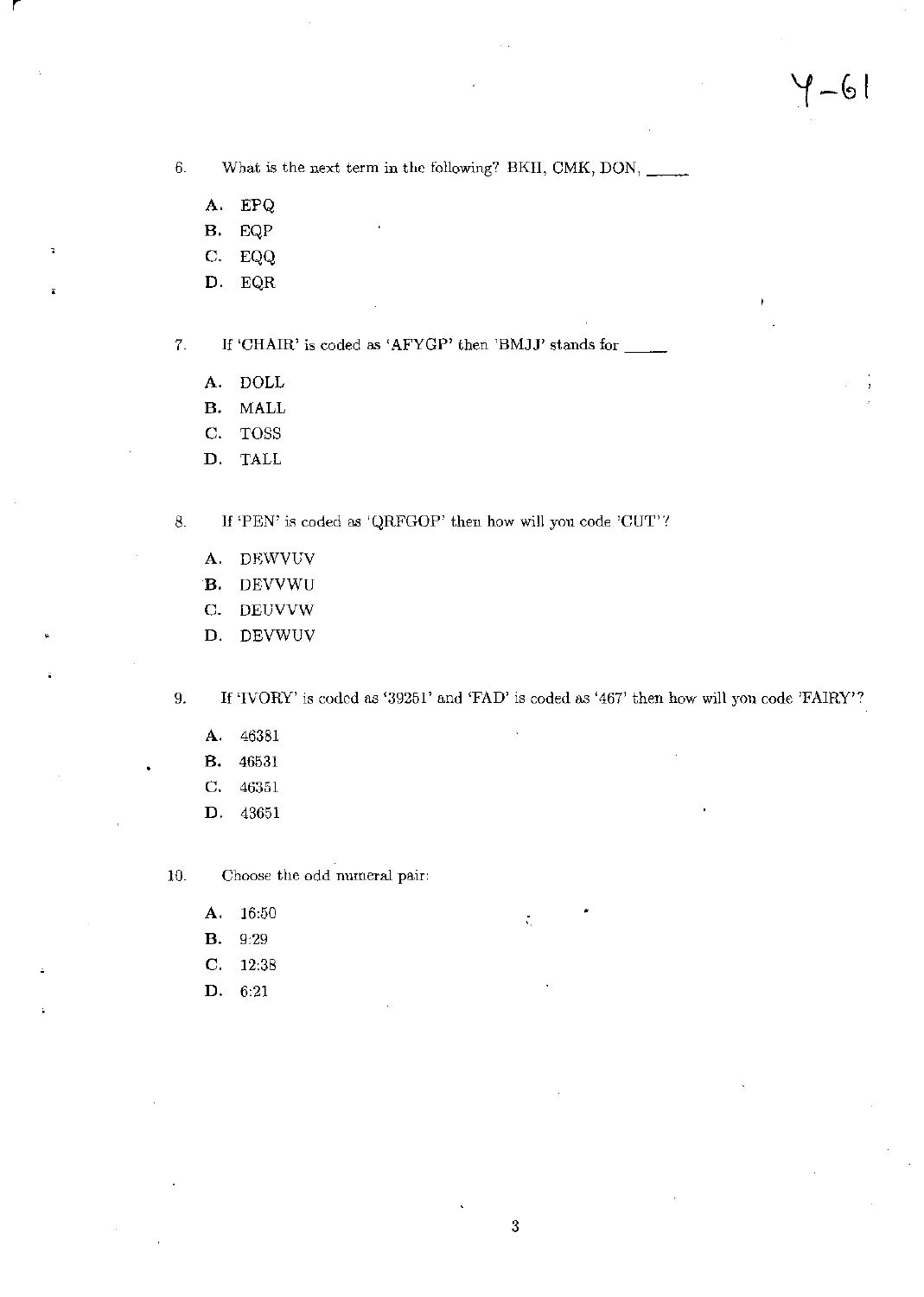Y-61

6. What is the next term in the following? BKII, CMK, DON, _____

   A. EPQ
   B. EQP
   C. EQQ
   D. EQR

7. If 'CHAIR' is coded as 'AFYGP' then 'BMJJ' stands for _____

   A. DOLL
   B. MALL
   C. TOSS
   D. TALL

8. If 'PEN' is coded as 'QRFGOP' then how will you code 'CUT'?

   A. DEWVUV
   B. DEVVWU
   C. DEUVVW
   D. DEVWUV

9. If 'IVORY' is coded as '39251' and 'FAD' is coded as '467' then how will you code 'FAIRY'?

   A. 46381
   B. 46531
   C. 46351
   D. 43651

10. Choose the odd numeral pair:

    A. 16:50
    B. 9:29
    C. 12:38
    D. 6:21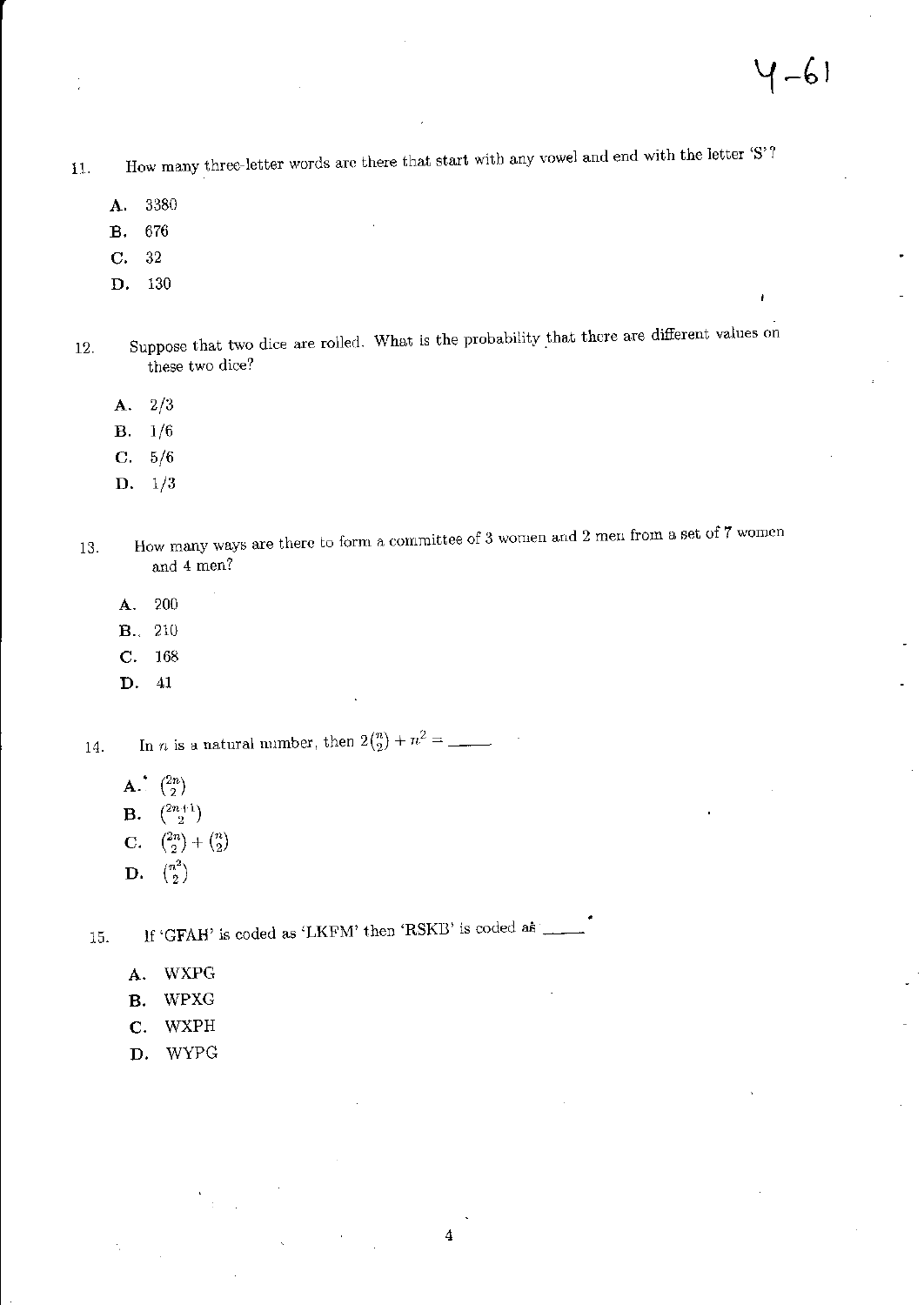11. How many three-letter words are there that start with any vowel and end with the letter 'S'?

 A. 3380
 B. 676
 C. 32
 D. 130

12. Suppose that two dice are rolled. What is the probability that there are different values on these two dice?

 A. 2/3
 B. 1/6
 C. 5/6
 D. 1/3

13. How many ways are there to form a committee of 3 women and 2 men from a set of 7 women and 4 men?

 A. 200
 B. 210
 C. 168
 D. 41

14. In $n$ is a natural number, then $2\binom{n}{2} + n^2 =$ \_\_\_\_\_

 A. $\binom{2n}{2}$
 B. $\binom{2n+1}{2}$
 C. $\binom{2n}{2} + \binom{n}{2}$
 D. $\binom{n^2}{2}$

15. If 'GFAH' is coded as 'LKFM' then 'RSKB' is coded as \_\_\_\_\_

 A. WXPG
 B. WPXG
 C. WXPH
 D. WYPG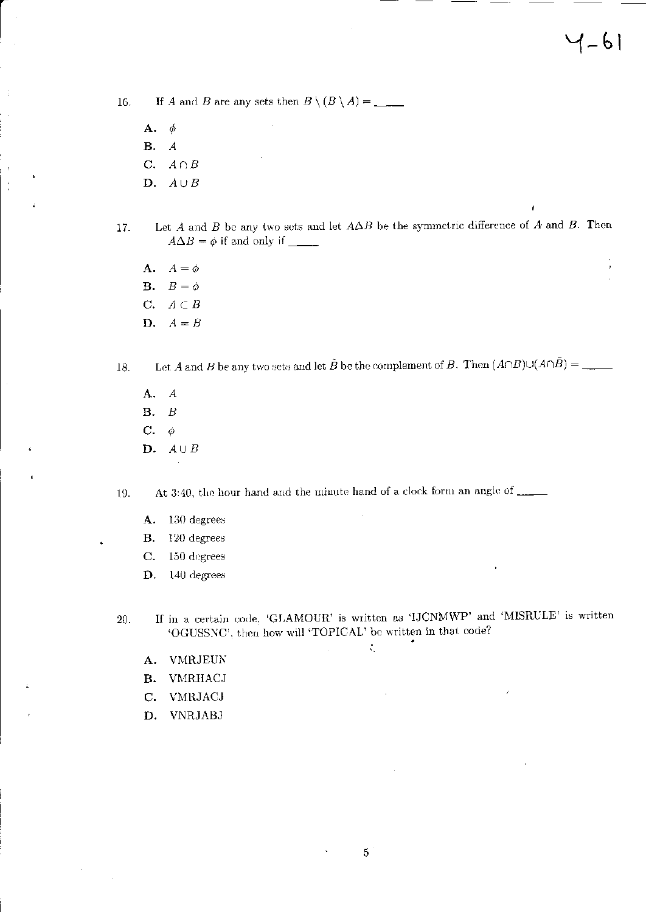Y-61

16. If $A$ and $B$ are any sets then $B \setminus (B \setminus A) =$ \_\_\_\_\_

   **A.** $\phi$

   **B.** $A$

   **C.** $A \cap B$

   **D.** $A \cup B$

17. Let $A$ and $B$ be any two sets and let $A \Delta B$ be the symmetric difference of $A$ and $B$. Then $A \Delta B = \phi$ if and only if \_\_\_\_\_

   **A.** $A = \phi$

   **B.** $B = \phi$

   **C.** $A \subset B$

   **D.** $A = B$

18. Let $A$ and $B$ be any two sets and let $\tilde{B}$ be the complement of $B$. Then $(A \cap B) \cup (A \cap \tilde{B}) =$ \_\_\_\_\_

   **A.** $A$

   **B.** $B$

   **C.** $\phi$

   **D.** $A \cup B$

19. At 3:40, the hour hand and the minute hand of a clock form an angle of \_\_\_\_\_

   **A.** 130 degrees

   **B.** 120 degrees

   **C.** 150 degrees

   **D.** 140 degrees

20. If in a certain code, 'GLAMOUR' is written as 'IJCNMWP' and 'MISRULE' is written 'OGUSSNC', then how will 'TOPICAL' be written in that code?

   **A.** VMRJEUN

   **B.** VMRHACJ

   **C.** VMRJACJ

   **D.** VNRJABJ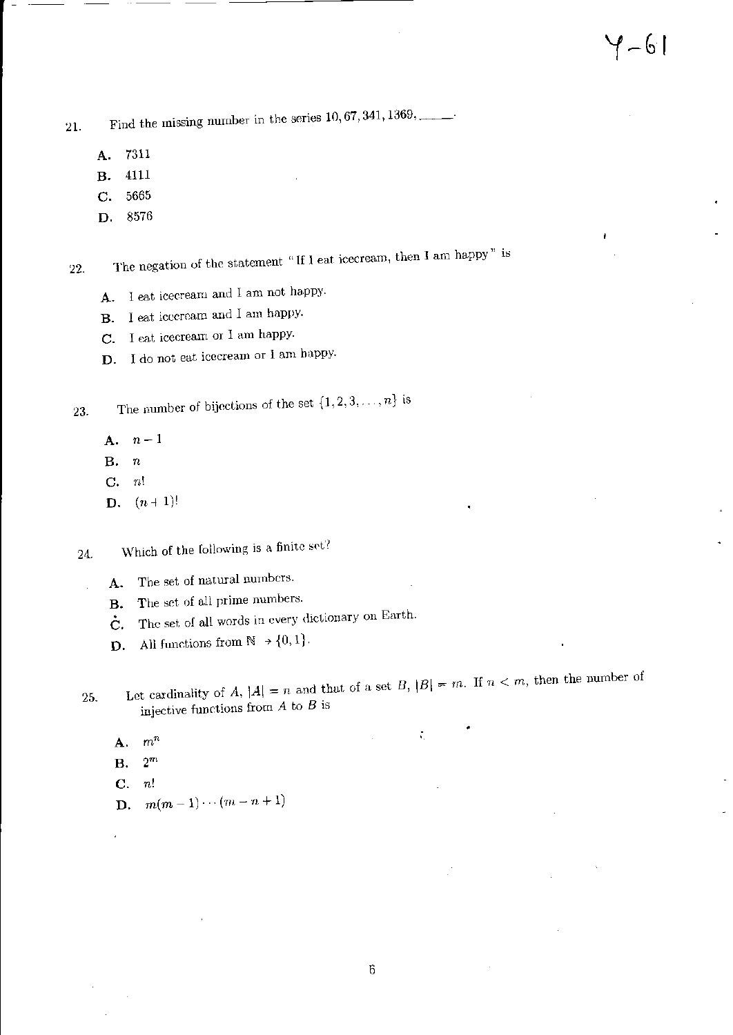Y-61

21. Find the missing number in the series 10, 67, 341, 1369, ____.

   A. 7311
   B. 4111
   C. 5665
   D. 8576

22. The negation of the statement "If I eat icecream, then I am happy" is

   A. I eat icecream and I am not happy.
   B. I eat icecream and I am happy.
   C. I eat icecream or I am happy.
   D. I do not eat icecream or I am happy.

23. The number of bijections of the set $\{1, 2, 3, \ldots, n\}$ is

   A. $n - 1$
   B. $n$
   C. $n!$
   D. $(n + 1)!$

24. Which of the following is a finite set?

   A. The set of natural numbers.
   B. The set of all prime numbers.
   C. The set of all words in every dictionary on Earth.
   D. All functions from $\mathbb{N} \to \{0, 1\}$.

25. Let cardinality of $A$, $|A| = n$ and that of a set $B$, $|B| = m$. If $n < m$, then the number of injective functions from $A$ to $B$ is

   A. $m^n$
   B. $2^m$
   C. $n!$
   D. $m(m-1)\cdots(m-n+1)$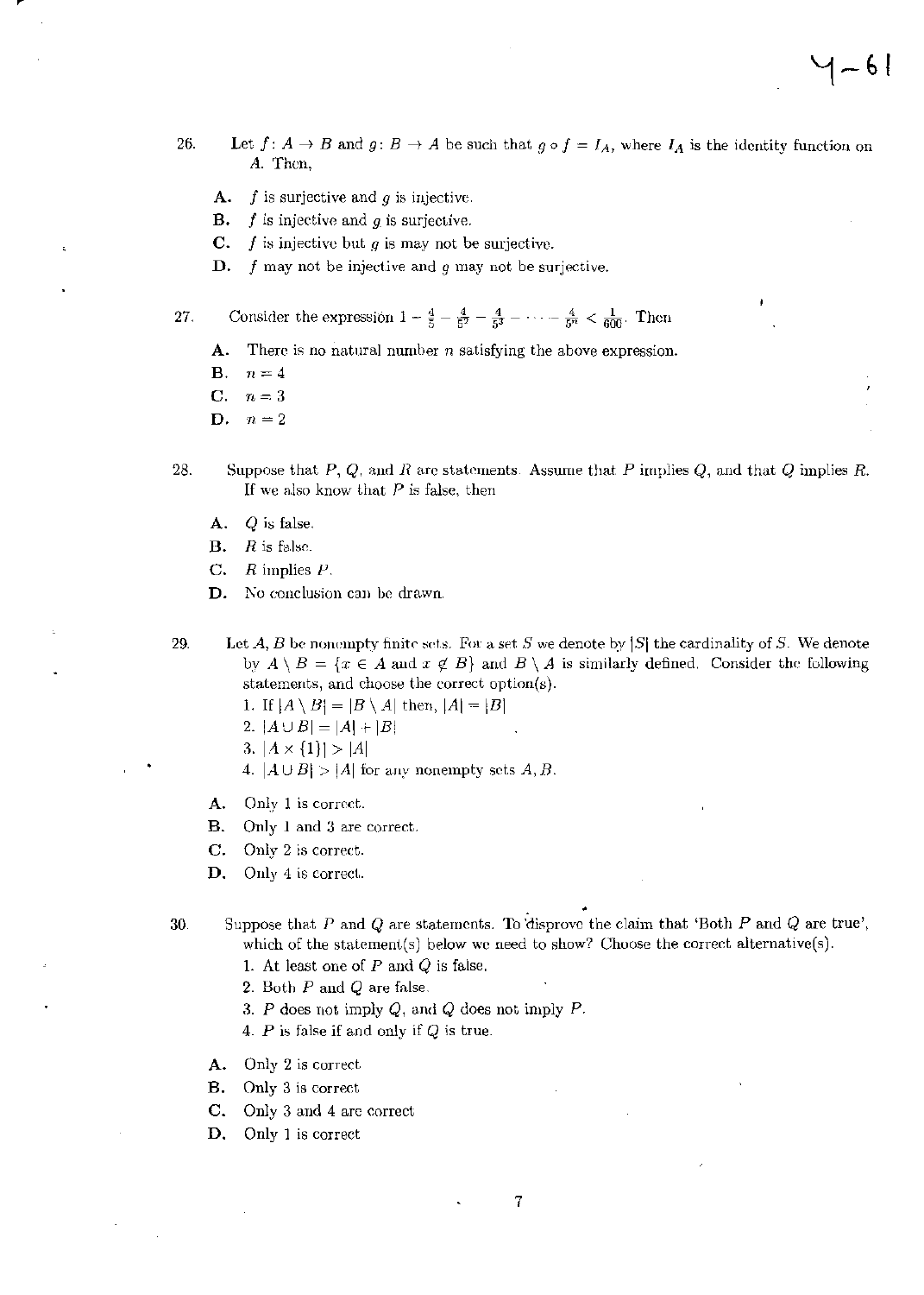26. Let $f: A \to B$ and $g: B \to A$ be such that $g \circ f = I_A$, where $I_A$ is the identity function on $A$. Then,

**A.** $f$ is surjective and $g$ is injective.
**B.** $f$ is injective and $g$ is surjective.
**C.** $f$ is injective but $g$ is may not be surjective.
**D.** $f$ may not be injective and $g$ may not be surjective.

27. Consider the expression $1 - \frac{4}{5} - \frac{4}{5^2} - \frac{4}{5^3} - \cdots - \frac{4}{5^n} < \frac{1}{600}$. Then

**A.** There is no natural number $n$ satisfying the above expression.
**B.** $n = 4$
**C.** $n = 3$
**D.** $n = 2$

28. Suppose that $P$, $Q$, and $R$ are statements. Assume that $P$ implies $Q$, and that $Q$ implies $R$. If we also know that $P$ is false, then

**A.** $Q$ is false.
**B.** $R$ is false.
**C.** $R$ implies $P$.
**D.** No conclusion can be drawn.

29. Let $A, B$ be nonempty finite sets. For a set $S$ we denote by $|S|$ the cardinality of $S$. We denote by $A \setminus B = \{x \in A \text{ and } x \notin B\}$ and $B \setminus A$ is similarly defined. Consider the following statements, and choose the correct option(s).

1. If $|A \setminus B| = |B \setminus A|$ then, $|A| = |B|$
2. $|A \cup B| = |A| + |B|$
3. $|A \times \{1\}| > |A|$
4. $|A \cup B| > |A|$ for any nonempty sets $A, B$.

**A.** Only 1 is correct.
**B.** Only 1 and 3 are correct.
**C.** Only 2 is correct.
**D.** Only 4 is correct.

30. Suppose that $P$ and $Q$ are statements. To disprove the claim that 'Both $P$ and $Q$ are true', which of the statement(s) below we need to show? Choose the correct alternative(s).

1. At least one of $P$ and $Q$ is false.
2. Both $P$ and $Q$ are false.
3. $P$ does not imply $Q$, and $Q$ does not imply $P$.
4. $P$ is false if and only if $Q$ is true.

**A.** Only 2 is correct
**B.** Only 3 is correct
**C.** Only 3 and 4 are correct
**D.** Only 1 is correct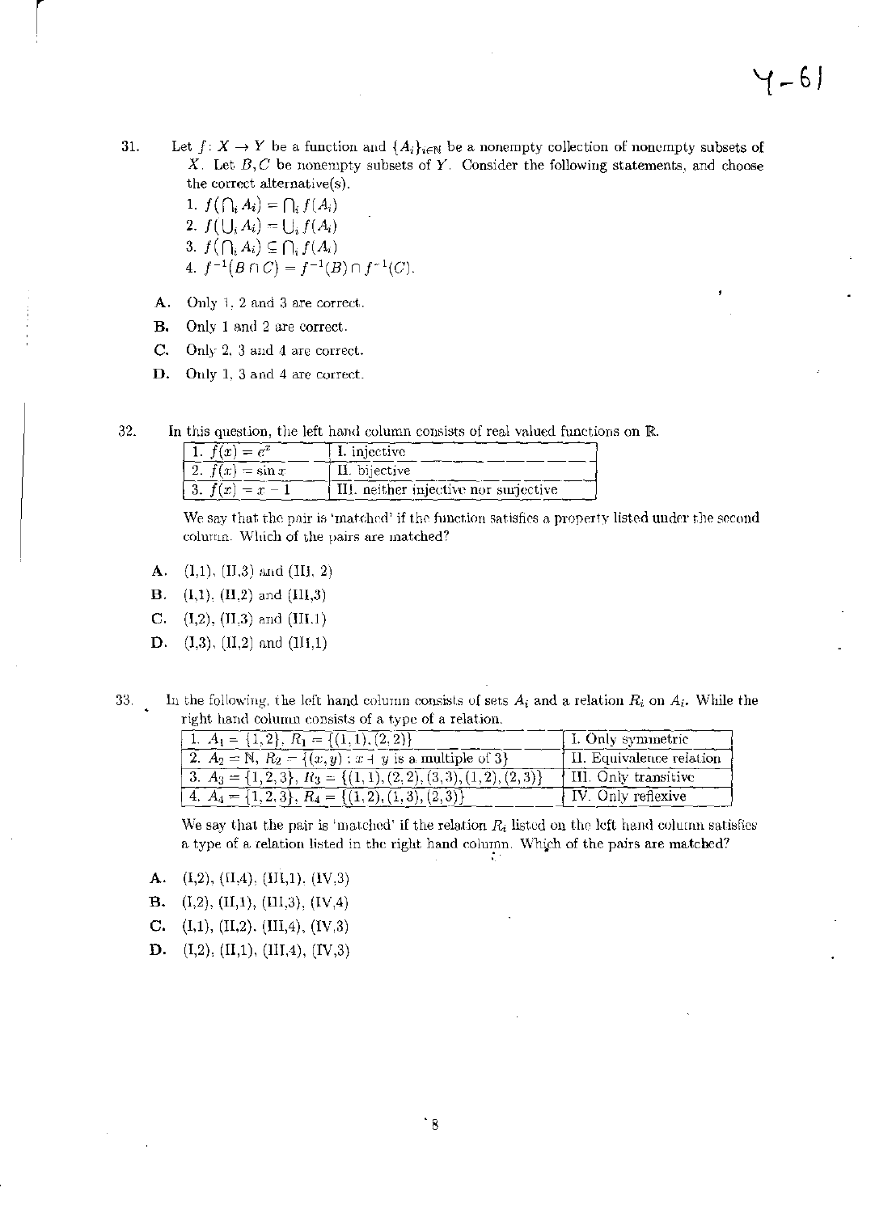31. Let $f : X \to Y$ be a function and $\{A_i\}_{i \in \mathbb{N}}$ be a nonempty collection of nonempty subsets of $X$. Let $B, C$ be nonempty subsets of $Y$. Consider the following statements, and choose the correct alternative(s).

    1. $f(\bigcap_i A_i) = \bigcap_i f(A_i)$
    2. $f(\bigcup_i A_i) = \bigcup_i f(A_i)$
    3. $f(\bigcap_i A_i) \subseteq \bigcap_i f(A_i)$
    4. $f^{-1}(B \cap C) = f^{-1}(B) \cap f^{-1}(C)$.

    A. Only 1, 2 and 3 are correct.

    B. Only 1 and 2 are correct.

    C. Only 2, 3 and 4 are correct.

    D. Only 1, 3 and 4 are correct.

32. In this question, the left hand column consists of real valued functions on $\mathbb{R}$.

| | |
|---|---|
| 1. $f(x) = e^x$ | I. injective |
| 2. $f(x) = \sin x$ | II. bijective |
| 3. $f(x) = x - 1$ | III. neither injective nor surjective |

    We say that the pair is 'matched' if the function satisfies a property listed under the second column. Which of the pairs are matched?

    A. (I,1), (II,3) and (III, 2)

    B. (I,1), (II,2) and (III,3)

    C. (I,2), (II,3) and (III,1)

    D. (I,3), (II,2) and (III,1)

33. In the following, the left hand column consists of sets $A_i$ and a relation $R_i$ on $A_i$. While the right hand column consists of a type of a relation.

| | |
|---|---|
| 1. $A_1 = \{1, 2\}$, $R_1 = \{(1, 1), (2, 2)\}$ | I. Only symmetric |
| 2. $A_2 = \mathbb{N}$, $R_2 = \{(x, y) : x + y \text{ is a multiple of } 3\}$ | II. Equivalence relation |
| 3. $A_3 = \{1, 2, 3\}$, $R_3 = \{(1, 1), (2, 2), (3, 3), (1, 2), (2, 3)\}$ | III. Only transitive |
| 4. $A_4 = \{1, 2, 3\}$, $R_4 = \{(1, 2), (1, 3), (2, 3)\}$ | IV. Only reflexive |

    We say that the pair is 'matched' if the relation $R_i$ listed on the left hand column satisfies a type of a relation listed in the right hand column. Which of the pairs are matched?

    A. (I,2), (II,4), (III,1), (IV,3)

    B. (I,2), (II,1), (III,3), (IV,4)

    C. (I,1), (II,2), (III,4), (IV,3)

    D. (I,2), (II,1), (III,4), (IV,3)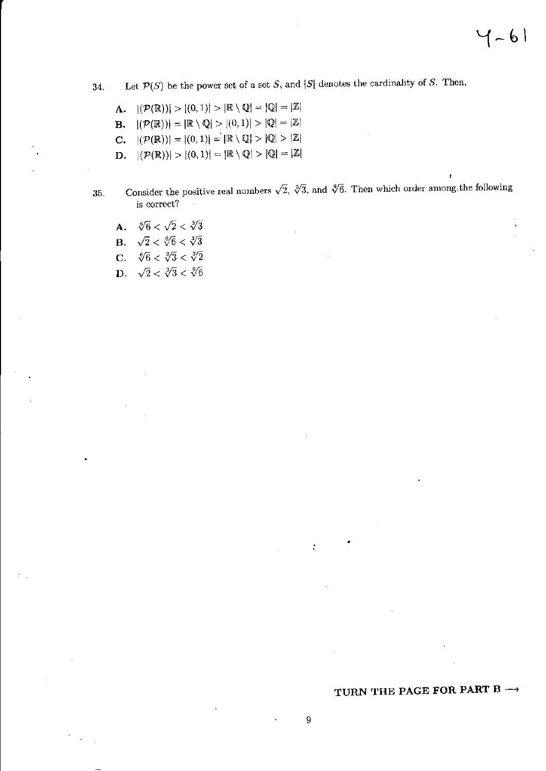34. Let $\mathcal{P}(S)$ be the power set of a set $S$, and $|S|$ denotes the cardinality of $S$. Then,

**A.** $|(\mathcal{P}(\mathbb{R}))| > |(0,1)| > |\mathbb{R} \setminus \mathbb{Q}| = |\mathbb{Q}| = |\mathbb{Z}|$

**B.** $|(\mathcal{P}(\mathbb{R}))| = |\mathbb{R} \setminus \mathbb{Q}| > |(0,1)| > |\mathbb{Q}| = |\mathbb{Z}|$

**C.** $|(\mathcal{P}(\mathbb{R}))| = |(0,1)| = |\mathbb{R} \setminus \mathbb{Q}| > |\mathbb{Q}| > |\mathbb{Z}|$

**D.** $|(\mathcal{P}(\mathbb{R}))| > |(0,1)| = |\mathbb{R} \setminus \mathbb{Q}| > |\mathbb{Q}| = |\mathbb{Z}|$

35. Consider the positive real numbers $\sqrt{2}$, $\sqrt[3]{3}$, and $\sqrt[6]{6}$. Then which order among the following is correct?

**A.** $\sqrt[6]{6} < \sqrt{2} < \sqrt[3]{3}$

**B.** $\sqrt{2} < \sqrt[6]{6} < \sqrt[3]{3}$

**C.** $\sqrt[6]{6} < \sqrt[3]{3} < \sqrt[2]{2}$

**D.** $\sqrt{2} < \sqrt[3]{3} < \sqrt[6]{6}$

**TURN THE PAGE FOR PART B →**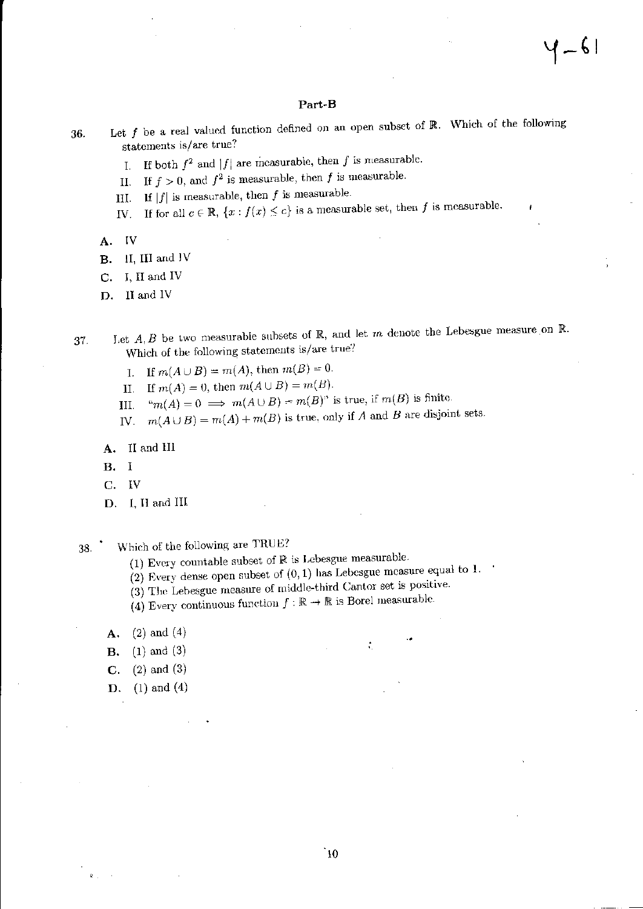## Part-B

36. Let $f$ be a real valued function defined on an open subset of $\mathbb{R}$. Which of the following statements is/are true?

   I. If both $f^2$ and $|f|$ are measurable, then $f$ is measurable.

   II. If $f > 0$, and $f^2$ is measurable, then $f$ is measurable.

   III. If $|f|$ is measurable, then $f$ is measurable.

   IV. If for all $c \in \mathbb{R}$, $\{x : f(x) \leq c\}$ is a measurable set, then $f$ is measurable.

   **A.** IV

   **B.** II, III and IV

   **C.** I, II and IV

   **D.** II and IV

37. Let $A, B$ be two measurable subsets of $\mathbb{R}$, and let $m$ denote the Lebesgue measure on $\mathbb{R}$. Which of the following statements is/are true?

   I. If $m(A \cup B) = m(A)$, then $m(B) = 0$.

   II. If $m(A) = 0$, then $m(A \cup B) = m(B)$.

   III. "$m(A) = 0 \implies m(A \cup B) = m(B)$" is true, if $m(B)$ is finite.

   IV. $m(A \cup B) = m(A) + m(B)$ is true, only if $A$ and $B$ are disjoint sets.

   **A.** II and III

   **B.** I

   **C.** IV

   **D.** I, II and III

38. Which of the following are TRUE?

   (1) Every countable subset of $\mathbb{R}$ is Lebesgue measurable.

   (2) Every dense open subset of $(0, 1)$ has Lebesgue measure equal to 1.

   (3) The Lebesgue measure of middle-third Cantor set is positive.

   (4) Every continuous function $f : \mathbb{R} \to \mathbb{R}$ is Borel measurable.

   **A.** (2) and (4)

   **B.** (1) and (3)

   **C.** (2) and (3)

   **D.** (1) and (4)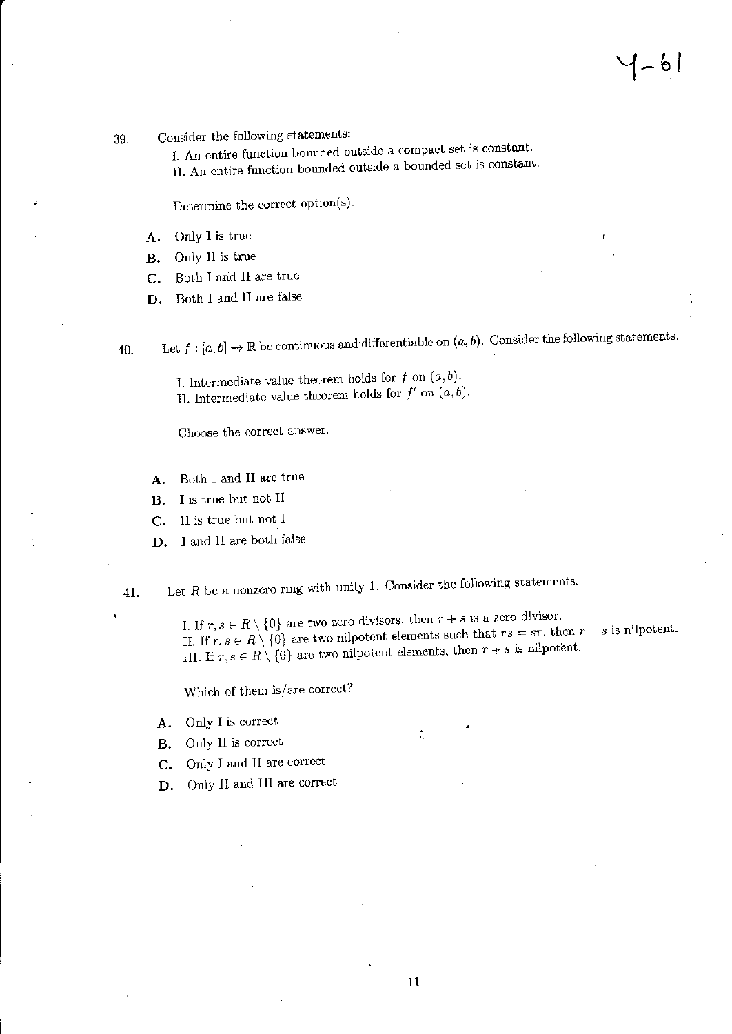39. Consider the following statements:

    I. An entire function bounded outside a compact set is constant.
    II. An entire function bounded outside a bounded set is constant.

    Determine the correct option(s).

    **A.** Only I is true
    **B.** Only II is true
    **C.** Both I and II are true
    **D.** Both I and II are false

40. Let $f : [a, b] \to \mathbb{R}$ be continuous and differentiable on $(a, b)$. Consider the following statements.

    I. Intermediate value theorem holds for $f$ on $(a, b)$.
    II. Intermediate value theorem holds for $f'$ on $(a, b)$.

    Choose the correct answer.

    **A.** Both I and II are true
    **B.** I is true but not II
    **C.** II is true but not I
    **D.** I and II are both false

41. Let $R$ be a nonzero ring with unity 1. Consider the following statements.

    I. If $r, s \in R \setminus \{0\}$ are two zero-divisors, then $r + s$ is a zero-divisor.
    II. If $r, s \in R \setminus \{0\}$ are two nilpotent elements such that $rs = sr$, then $r + s$ is nilpotent.
    III. If $r, s \in R \setminus \{0\}$ are two nilpotent elements, then $r + s$ is nilpotent.

    Which of them is/are correct?

    **A.** Only I is correct
    **B.** Only II is correct
    **C.** Only I and II are correct
    **D.** Only II and III are correct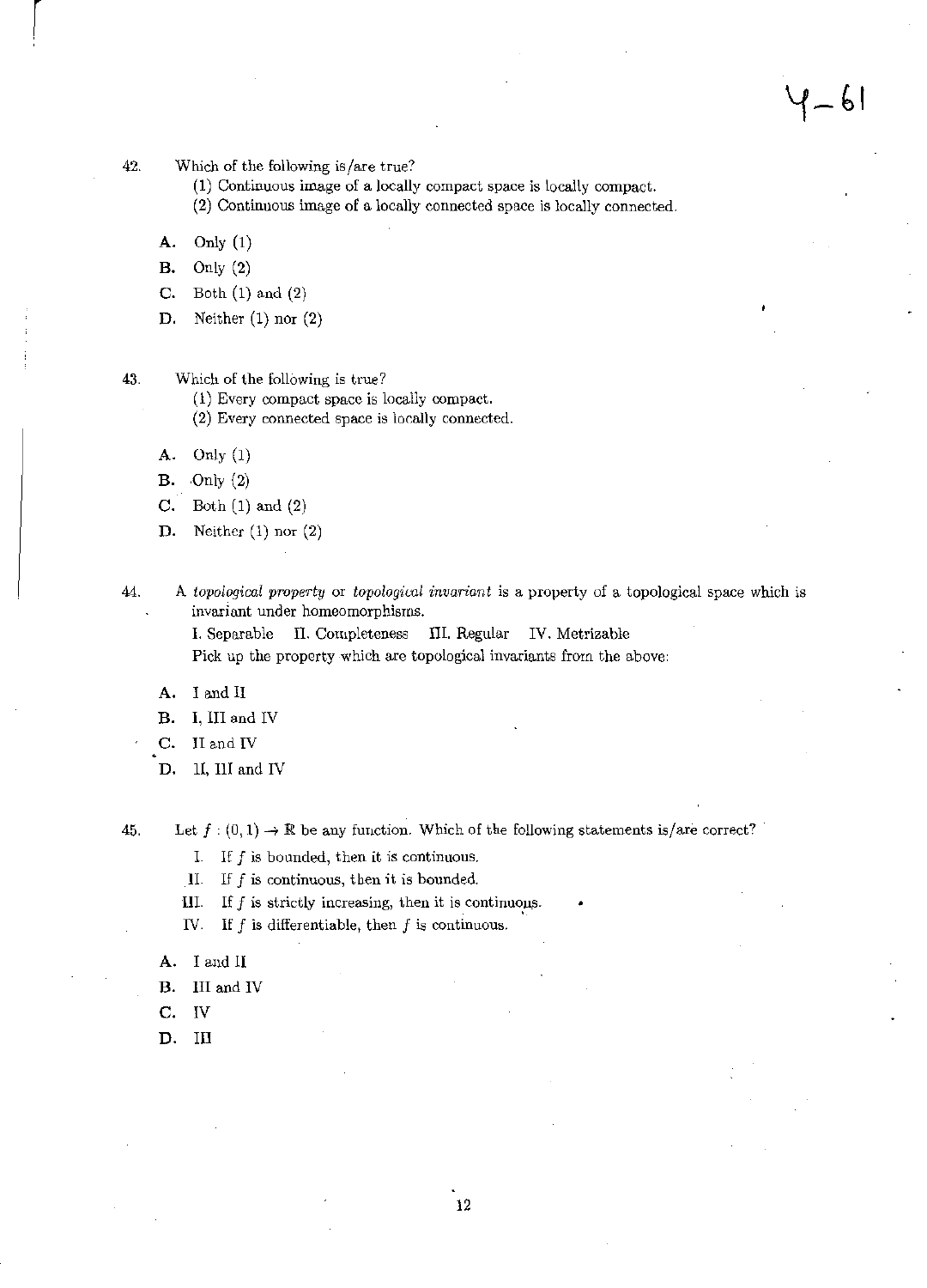42. Which of the following is/are true?

(1) Continuous image of a locally compact space is locally compact.
(2) Continuous image of a locally connected space is locally connected.

A. Only (1)
B. Only (2)
C. Both (1) and (2)
D. Neither (1) nor (2)

43. Which of the following is true?

(1) Every compact space is locally compact.
(2) Every connected space is locally connected.

A. Only (1)
B. Only (2)
C. Both (1) and (2)
D. Neither (1) nor (2)

44. A *topological property* or *topological invariant* is a property of a topological space which is invariant under homeomorphisms.

I. Separable  II. Completeness  III. Regular  IV. Metrizable

Pick up the property which are topological invariants from the above:

A. I and II
B. I, III and IV
C. II and IV
D. II, III and IV

45. Let $f : (0, 1) \to \mathbb{R}$ be any function. Which of the following statements is/are correct?

I. If $f$ is bounded, then it is continuous.
II. If $f$ is continuous, then it is bounded.
III. If $f$ is strictly increasing, then it is continuous.
IV. If $f$ is differentiable, then $f$ is continuous.

A. I and II
B. III and IV
C. IV
D. III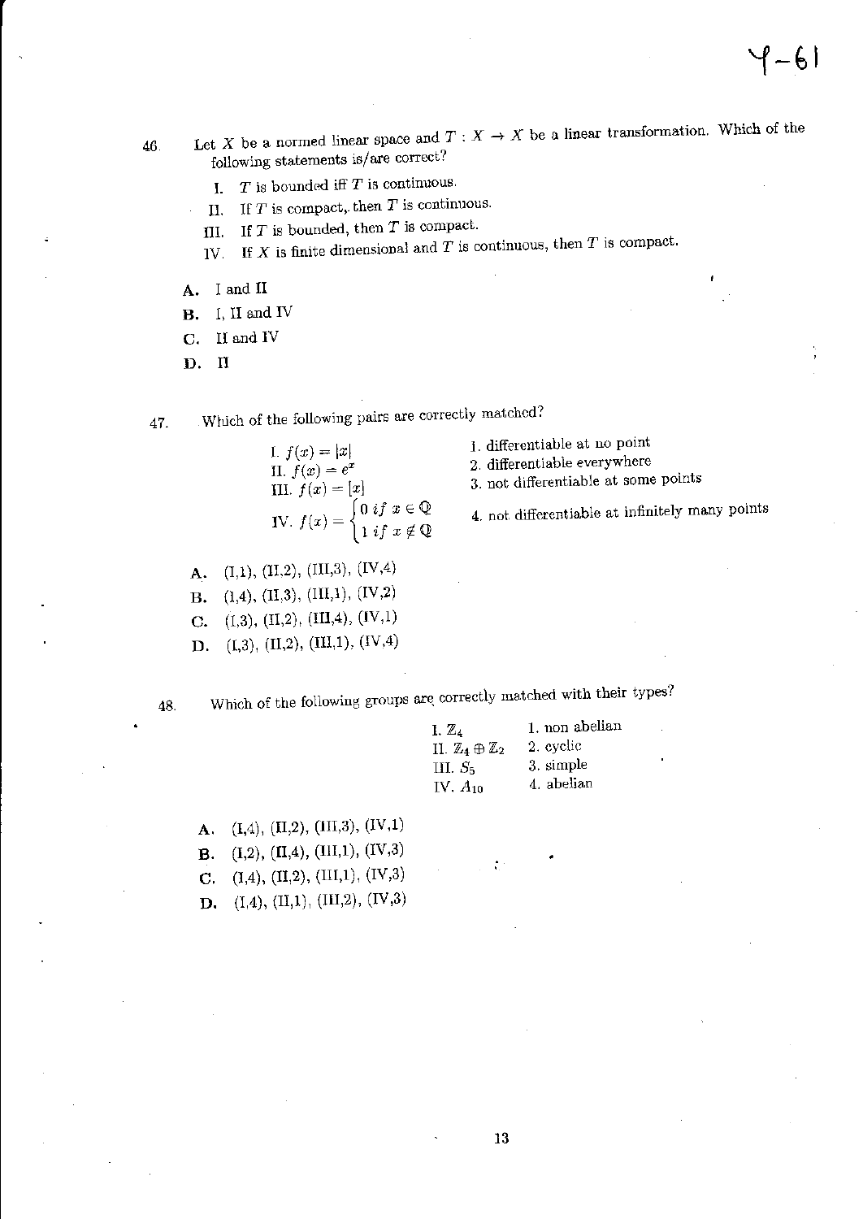Y-61

46. Let $X$ be a normed linear space and $T : X \to X$ be a linear transformation. Which of the following statements is/are correct?

   I. $T$ is bounded iff $T$ is continuous.

   II. If $T$ is compact, then $T$ is continuous.

   III. If $T$ is bounded, then $T$ is compact.

   IV. If $X$ is finite dimensional and $T$ is continuous, then $T$ is compact.

   A. I and II

   B. I, II and IV

   C. II and IV

   D. II

47. Which of the following pairs are correctly matched?

| | |
|---|---|
| I. $f(x) = \lvert x \rvert$ | 1. differentiable at no point |
| II. $f(x) = e^x$ | 2. differentiable everywhere |
| III. $f(x) = [x]$ | 3. not differentiable at some points |
| IV. $f(x) = \begin{cases} 0 \text{ if } x \in \mathbb{Q} \\ 1 \text{ if } x \notin \mathbb{Q} \end{cases}$ | 4. not differentiable at infinitely many points |

   A. (I,1), (II,2), (III,3), (IV,4)

   B. (I,4), (II,3), (III,1), (IV,2)

   C. (I,3), (II,2), (III,4), (IV,1)

   D. (I,3), (II,2), (III,1), (IV,4)

48. Which of the following groups are correctly matched with their types?

| | |
|---|---|
| I. $\mathbb{Z}_4$ | 1. non abelian |
| II. $\mathbb{Z}_4 \oplus \mathbb{Z}_2$ | 2. cyclic |
| III. $S_5$ | 3. simple |
| IV. $A_{10}$ | 4. abelian |

   A. (I,4), (II,2), (III,3), (IV,1)

   B. (I,2), (II,4), (III,1), (IV,3)

   C. (I,4), (II,2), (III,1), (IV,3)

   D. (I,4), (II,1), (III,2), (IV,3)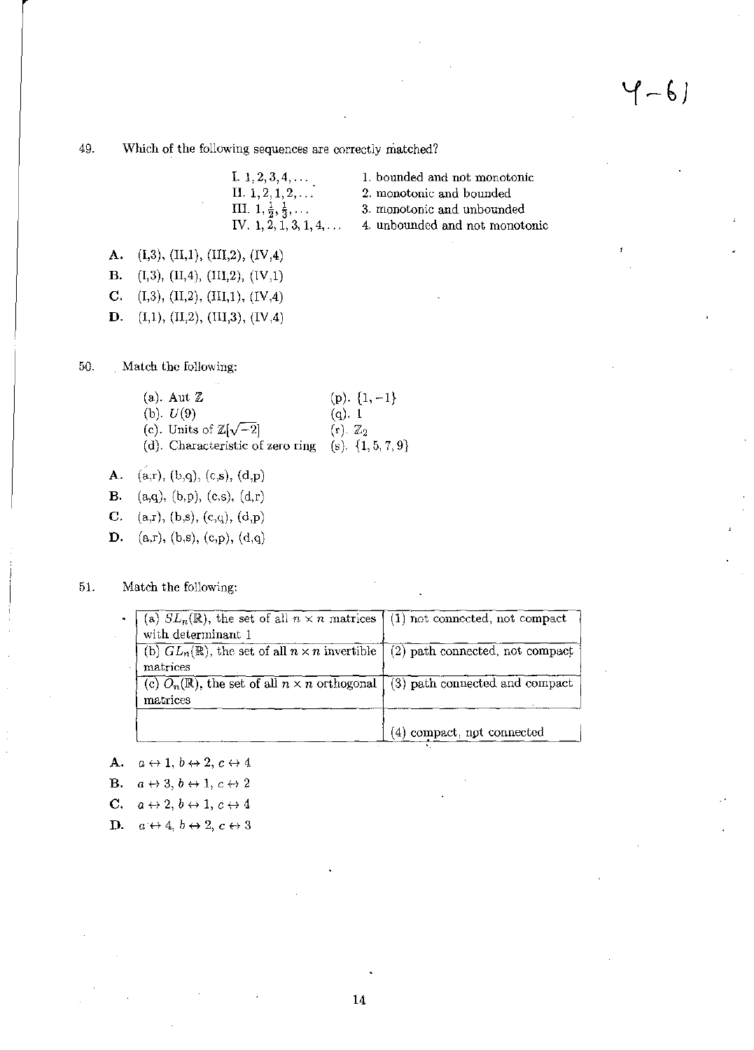49. Which of the following sequences are correctly matched?

| | |
|---|---|
| I. $1, 2, 3, 4, \ldots$ | 1. bounded and not monotonic |
| II. $1, 2, 1, 2, \ldots$ | 2. monotonic and bounded |
| III. $1, \frac{1}{2}, \frac{1}{3}, \ldots$ | 3. monotonic and unbounded |
| IV. $1, 2, 1, 3, 1, 4, \ldots$ | 4. unbounded and not monotonic |

**A.** (I,3), (II,1), (III,2), (IV,4)

**B.** (I,3), (II,4), (III,2), (IV,1)

**C.** (I,3), (II,2), (III,1), (IV,4)

**D.** (I,1), (II,2), (III,3), (IV,4)

50. Match the following:

| | |
|---|---|
| (a). Aut $\mathbb{Z}$ | (p). $\{1, -1\}$ |
| (b). $U(9)$ | (q). 1 |
| (c). Units of $\mathbb{Z}[\sqrt{-2}]$ | (r). $\mathbb{Z}_2$ |
| (d). Characteristic of zero ring | (s). $\{1, 5, 7, 9\}$ |

**A.** (a,r), (b,q), (c,s), (d,p)

**B.** (a,q), (b,p), (c,s), (d,r)

**C.** (a,r), (b,s), (c,q), (d,p)

**D.** (a,r), (b,s), (c,p), (d,q)

51. Match the following:

| | |
|---|---|
| (a) $SL_n(\mathbb{R})$, the set of all $n \times n$ matrices with determinant 1 | (1) not connected, not compact |
| (b) $GL_n(\mathbb{R})$, the set of all $n \times n$ invertible matrices | (2) path connected, not compact |
| (c) $O_n(\mathbb{R})$, the set of all $n \times n$ orthogonal matrices | (3) path connected and compact |
| | (4) compact, not connected |

**A.** $a \leftrightarrow 1$, $b \leftrightarrow 2$, $c \leftrightarrow 4$

**B.** $a \leftrightarrow 3$, $b \leftrightarrow 1$, $c \leftrightarrow 2$

**C.** $a \leftrightarrow 2$, $b \leftrightarrow 1$, $c \leftrightarrow 4$

**D.** $a \leftrightarrow 4$, $b \leftrightarrow 2$, $c \leftrightarrow 3$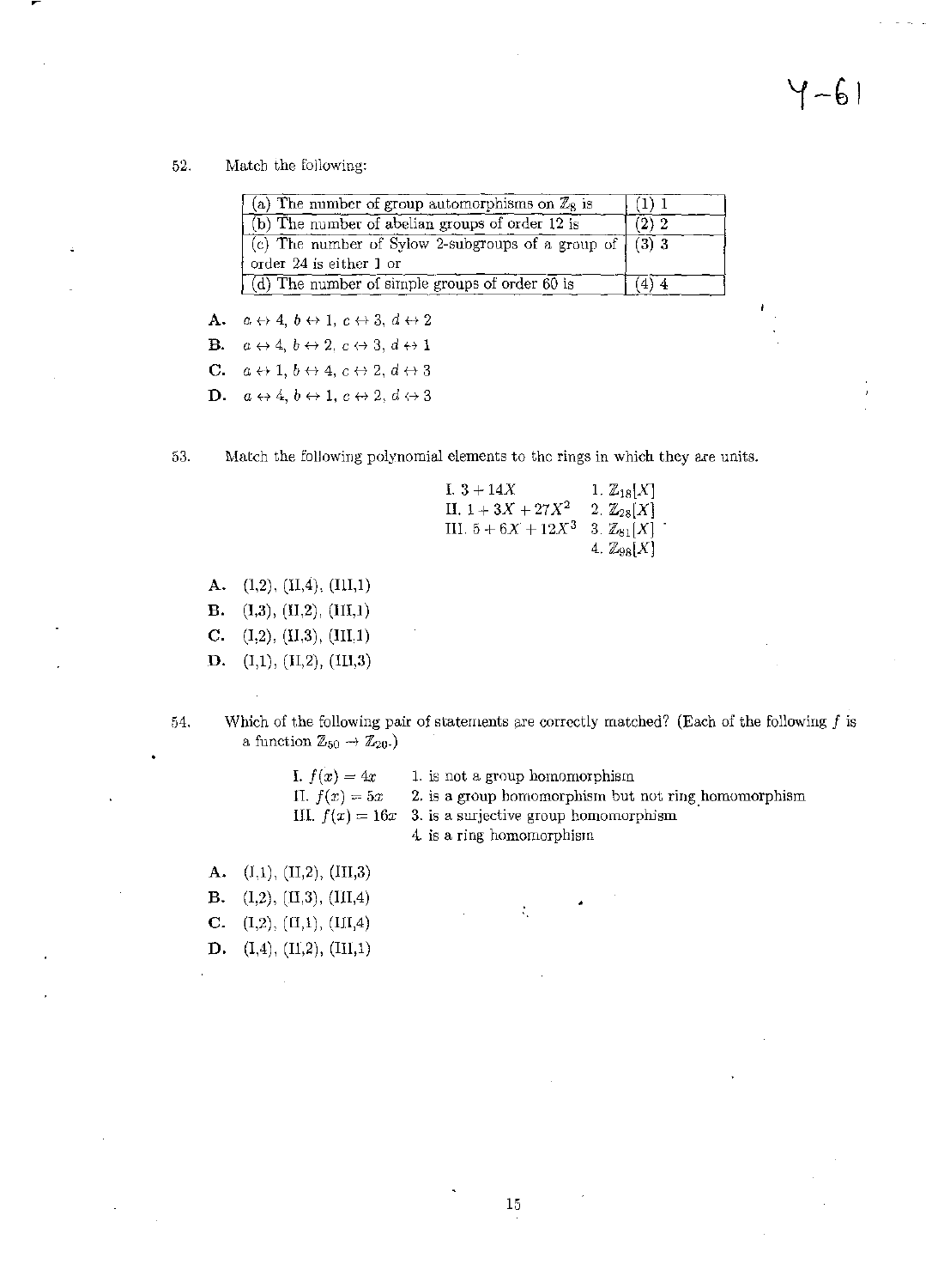Y-61

52. Match the following:

| | |
|---|---|
| (a) The number of group automorphisms on $\mathbb{Z}_8$ is | (1) 1 |
| (b) The number of abelian groups of order 12 is | (2) 2 |
| (c) The number of Sylow 2-subgroups of a group of order 24 is either 1 or | (3) 3 |
| (d) The number of simple groups of order 60 is | (4) 4 |

**A.** $a \leftrightarrow 4$, $b \leftrightarrow 1$, $c \leftrightarrow 3$, $d \leftrightarrow 2$

**B.** $a \leftrightarrow 4$, $b \leftrightarrow 2$, $c \leftrightarrow 3$, $d \leftrightarrow 1$

**C.** $a \leftrightarrow 1$, $b \leftrightarrow 4$, $c \leftrightarrow 2$, $d \leftrightarrow 3$

**D.** $a \leftrightarrow 4$, $b \leftrightarrow 1$, $c \leftrightarrow 2$, $d \leftrightarrow 3$

53. Match the following polynomial elements to the rings in which they are units.

| | |
|---|---|
| I. $3 + 14X$ | 1. $\mathbb{Z}_{18}[X]$ |
| II. $1 + 3X + 27X^2$ | 2. $\mathbb{Z}_{28}[X]$ |
| III. $5 + 6X + 12X^3$ | 3. $\mathbb{Z}_{81}[X]$ |
| | 4. $\mathbb{Z}_{98}[X]$ |

**A.** (I,2), (II,4), (III,1)

**B.** (I,3), (II,2), (III,1)

**C.** (I,2), (II,3), (III,1)

**D.** (I,1), (II,2), (III,3)

54. Which of the following pair of statements are correctly matched? (Each of the following $f$ is a function $\mathbb{Z}_{50} \to \mathbb{Z}_{20}$.)

| | |
|---|---|
| I. $f(x) = 4x$ | 1. is not a group homomorphism |
| II. $f(x) = 5x$ | 2. is a group homomorphism but not ring homomorphism |
| III. $f(x) = 16x$ | 3. is a surjective group homomorphism |
| | 4. is a ring homomorphism |

**A.** (I,1), (II,2), (III,3)

**B.** (I,2), (II,3), (III,4)

**C.** (I,2), (II,1), (III,4)

**D.** (I,4), (II,2), (III,1)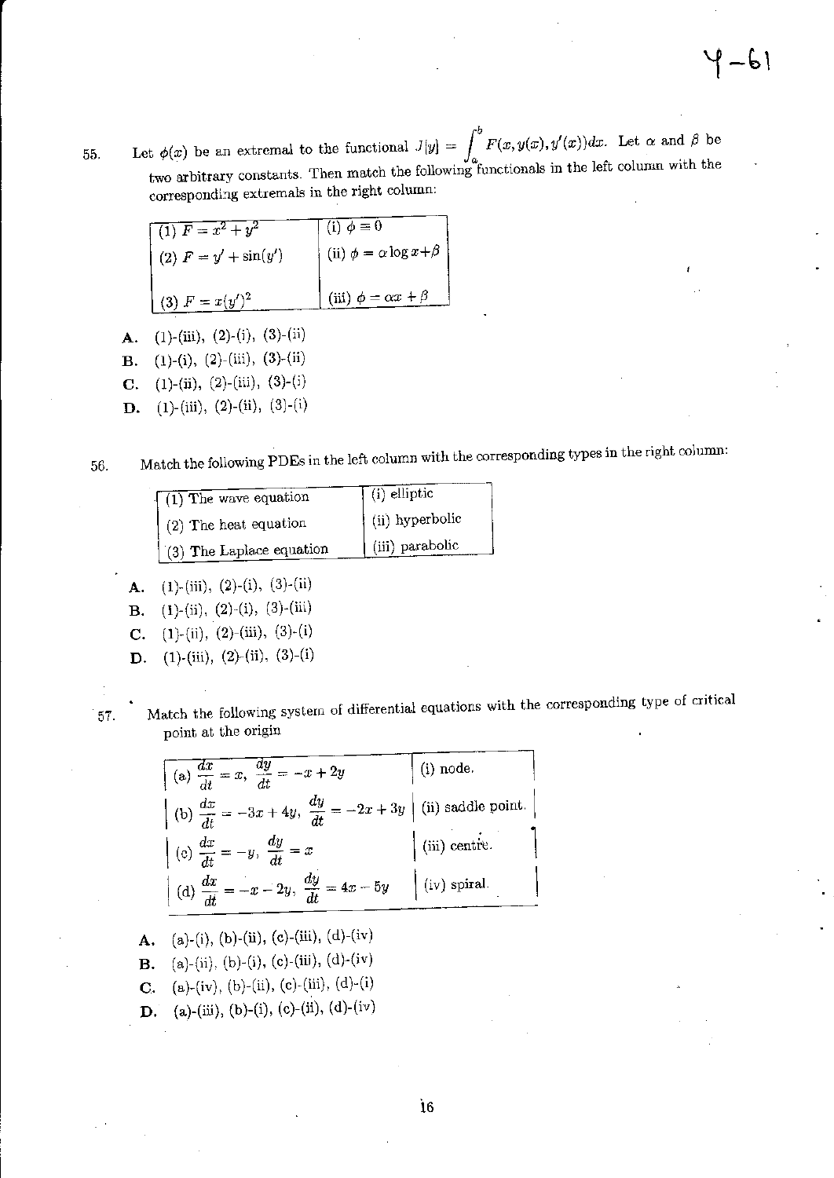55. Let $\phi(x)$ be an extremal to the functional $J[y] = \int_a^b F(x, y(x), y'(x))dx$. Let $\alpha$ and $\beta$ be two arbitrary constants. Then match the following functionals in the left column with the corresponding extremals in the right column:

| | |
|---|---|
| (1) $F = x^2 + y^2$ | (i) $\phi = 0$ |
| (2) $F = y' + \sin(y')$ | (ii) $\phi = \alpha \log x + \beta$ |
| (3) $F = x(y')^2$ | (iii) $\phi = \alpha x + \beta$ |

A. (1)-(iii), (2)-(i), (3)-(ii)
B. (1)-(i), (2)-(iii), (3)-(ii)
C. (1)-(ii), (2)-(iii), (3)-(i)
D. (1)-(iii), (2)-(ii), (3)-(i)

56. Match the following PDEs in the left column with the corresponding types in the right column:

| | |
|---|---|
| (1) The wave equation | (i) elliptic |
| (2) The heat equation | (ii) hyperbolic |
| (3) The Laplace equation | (iii) parabolic |

A. (1)-(iii), (2)-(i), (3)-(ii)
B. (1)-(ii), (2)-(i), (3)-(iii)
C. (1)-(ii), (2)-(iii), (3)-(i)
D. (1)-(iii), (2)-(ii), (3)-(i)

57. Match the following system of differential equations with the corresponding type of critical point at the origin

| | |
|---|---|
| (a) $\frac{dx}{dt} = x, \ \frac{dy}{dt} = -x + 2y$ | (i) node. |
| (b) $\frac{dx}{dt} = -3x + 4y, \ \frac{dy}{dt} = -2x + 3y$ | (ii) saddle point. |
| (c) $\frac{dx}{dt} = -y, \ \frac{dy}{dt} = x$ | (iii) centre. |
| (d) $\frac{dx}{dt} = -x - 2y, \ \frac{dy}{dt} = 4x - 5y$ | (iv) spiral. |

A. (a)-(i), (b)-(ii), (c)-(iii), (d)-(iv)
B. (a)-(ii), (b)-(i), (c)-(iii), (d)-(iv)
C. (a)-(iv), (b)-(ii), (c)-(iii), (d)-(i)
D. (a)-(iii), (b)-(i), (c)-(ii), (d)-(iv)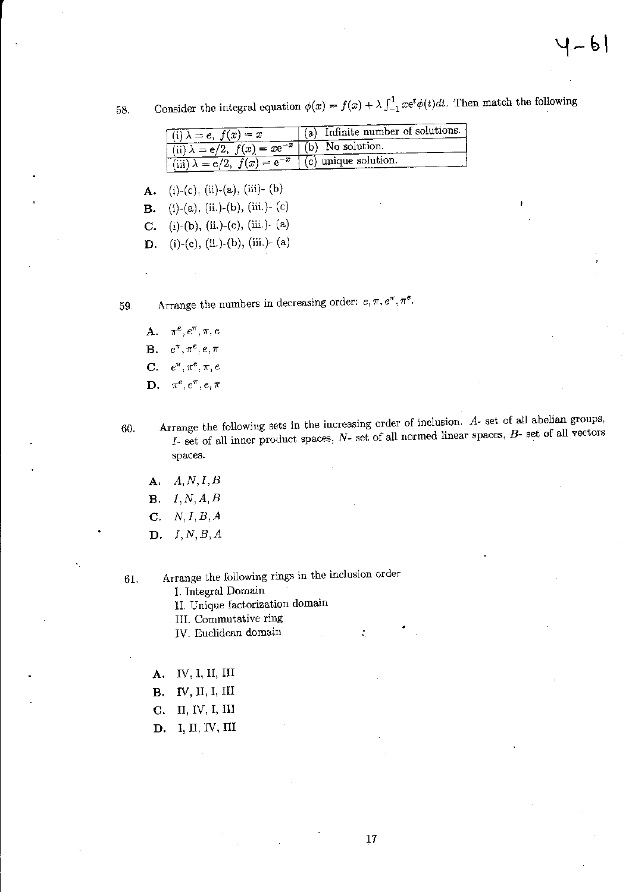58. Consider the integral equation $\phi(x) = f(x) + \lambda \int_{-1}^{1} xe^{t}\phi(t)dt$. Then match the following

| | |
|---|---|
| (i) $\lambda = e,\ f(x) = x$ | (a) Infinite number of solutions. |
| (ii) $\lambda = e/2,\ f(x) = xe^{-x}$ | (b) No solution. |
| (iii) $\lambda = e/2,\ f(x) = e^{-x}$ | (c) unique solution. |

A. (i)-(c), (ii)-(a), (iii)- (b)

B. (i)-(a), (ii.)-(b), (iii.)- (c)

C. (i)-(b), (ii.)-(c), (iii.)- (a)

D. (i)-(c), (ii.)-(b), (iii.)- (a)

59. Arrange the numbers in decreasing order: $e, \pi, e^{\pi}, \pi^{e}$.

A. $\pi^{e}, e^{\pi}, \pi, e$

B. $e^{\pi}, \pi^{e}, e, \pi$

C. $e^{\pi}, \pi^{e}, \pi, e$

D. $\pi^{e}, e^{\pi}, e, \pi$

60. Arrange the following sets in the increasing order of inclusion. $A$- set of all abelian groups, $I$- set of all inner product spaces, $N$- set of all normed linear spaces, $B$- set of all vectors spaces.

A. $A, N, I, B$

B. $I, N, A, B$

C. $N, I, B, A$

D. $I, N, B, A$

61. Arrange the following rings in the inclusion order

I. Integral Domain

II. Unique factorization domain

III. Commutative ring

IV. Euclidean domain

A. IV, I, II, III

B. IV, II, I, III

C. II, IV, I, III

D. I, II, IV, III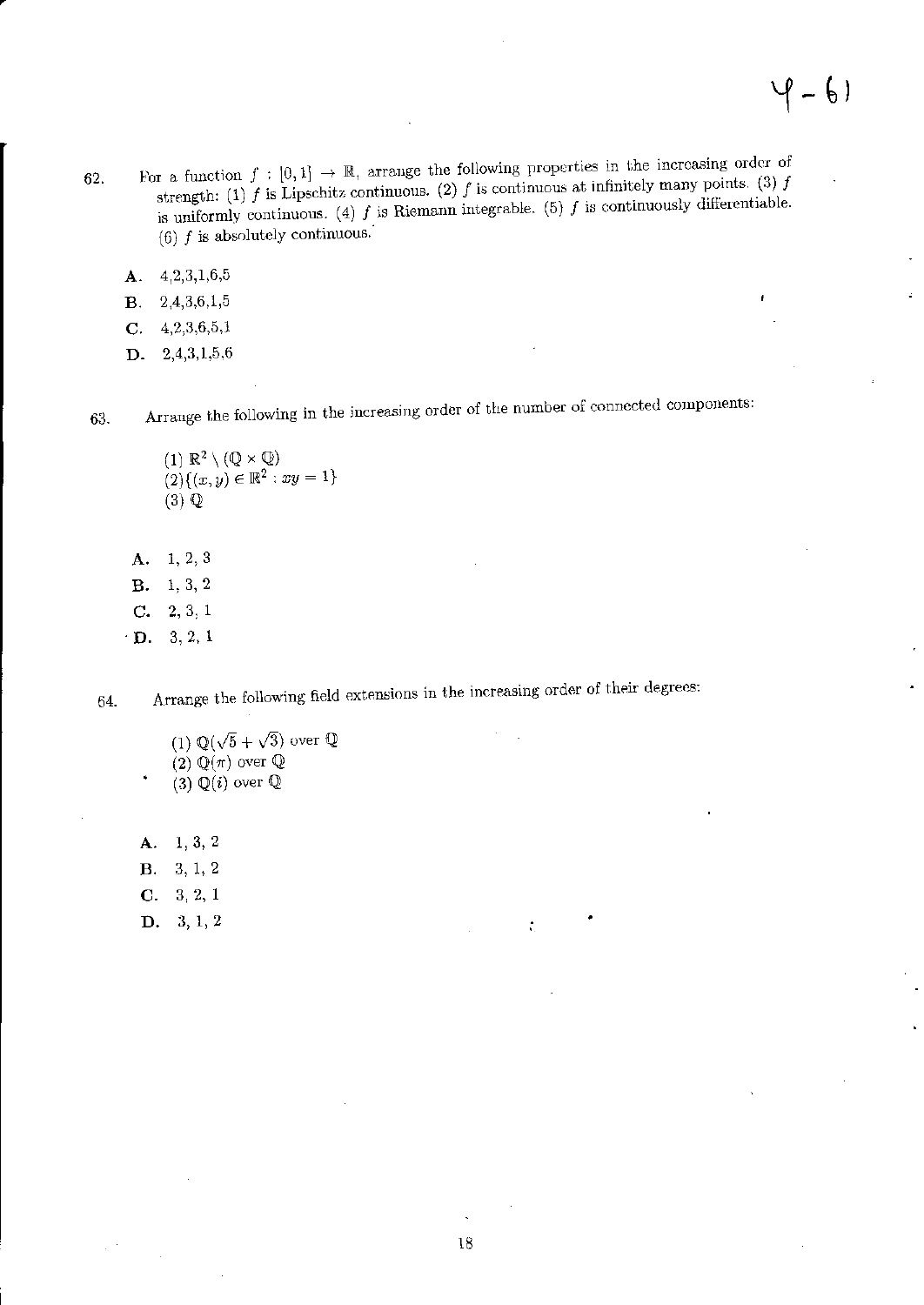62. For a function $f : [0, 1] \to \mathbb{R}$, arrange the following properties in the increasing order of strength: (1) $f$ is Lipschitz continuous. (2) $f$ is continuous at infinitely many points. (3) $f$ is uniformly continuous. (4) $f$ is Riemann integrable. (5) $f$ is continuously differentiable. (6) $f$ is absolutely continuous.

   A. 4,2,3,1,6,5

   B. 2,4,3,6,1,5

   C. 4,2,3,6,5,1

   D. 2,4,3,1,5,6

63. Arrange the following in the increasing order of the number of connected components:

   (1) $\mathbb{R}^2 \setminus (\mathbb{Q} \times \mathbb{Q})$

   (2) $\{(x, y) \in \mathbb{R}^2 : xy = 1\}$

   (3) $\mathbb{Q}$

   A. 1, 2, 3

   B. 1, 3, 2

   C. 2, 3, 1

   D. 3, 2, 1

64. Arrange the following field extensions in the increasing order of their degrees:

   (1) $\mathbb{Q}(\sqrt{5} + \sqrt{3})$ over $\mathbb{Q}$

   (2) $\mathbb{Q}(\pi)$ over $\mathbb{Q}$

   (3) $\mathbb{Q}(i)$ over $\mathbb{Q}$

   A. 1, 3, 2

   B. 3, 1, 2

   C. 3, 2, 1

   D. 3, 1, 2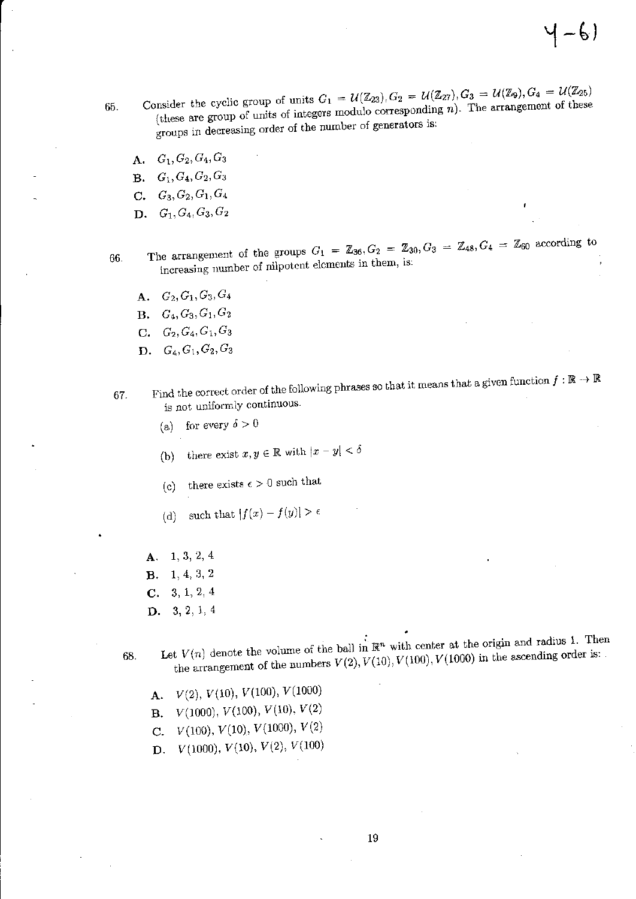65. Consider the cyclic group of units $G_1 = \mathcal{U}(\mathbb{Z}_{23}), G_2 = \mathcal{U}(\mathbb{Z}_{27}), G_3 = \mathcal{U}(\mathbb{Z}_9), G_4 = \mathcal{U}(\mathbb{Z}_{25})$ (these are group of units of integers modulo corresponding $n$). The arrangement of these groups in decreasing order of the number of generators is:

A. $G_1, G_2, G_4, G_3$

B. $G_1, G_4, G_2, G_3$

C. $G_3, G_2, G_1, G_4$

D. $G_1, G_4, G_3, G_2$

66. The arrangement of the groups $G_1 = \mathbb{Z}_{36}, G_2 = \mathbb{Z}_{30}, G_3 = \mathbb{Z}_{48}, G_4 = \mathbb{Z}_{60}$ according to increasing number of nilpotent elements in them, is:

A. $G_2, G_1, G_3, G_4$

B. $G_4, G_3, G_1, G_2$

C. $G_2, G_4, G_1, G_3$

D. $G_4, G_1, G_2, G_3$

67. Find the correct order of the following phrases so that it means that a given function $f : \mathbb{R} \to \mathbb{R}$ is not uniformly continuous.

(a) for every $\delta > 0$

(b) there exist $x, y \in \mathbb{R}$ with $|x - y| < \delta$

(c) there exists $\epsilon > 0$ such that

(d) such that $|f(x) - f(y)| > \epsilon$

A. 1, 3, 2, 4

B. 1, 4, 3, 2

C. 3, 1, 2, 4

D. 3, 2, 1, 4

68. Let $V(n)$ denote the volume of the ball in $\mathbb{R}^n$ with center at the origin and radius 1. Then the arrangement of the numbers $V(2), V(10), V(100), V(1000)$ in the ascending order is:

A. $V(2)$, $V(10)$, $V(100)$, $V(1000)$

B. $V(1000)$, $V(100)$, $V(10)$, $V(2)$

C. $V(100)$, $V(10)$, $V(1000)$, $V(2)$

D. $V(1000)$, $V(10)$, $V(2)$, $V(100)$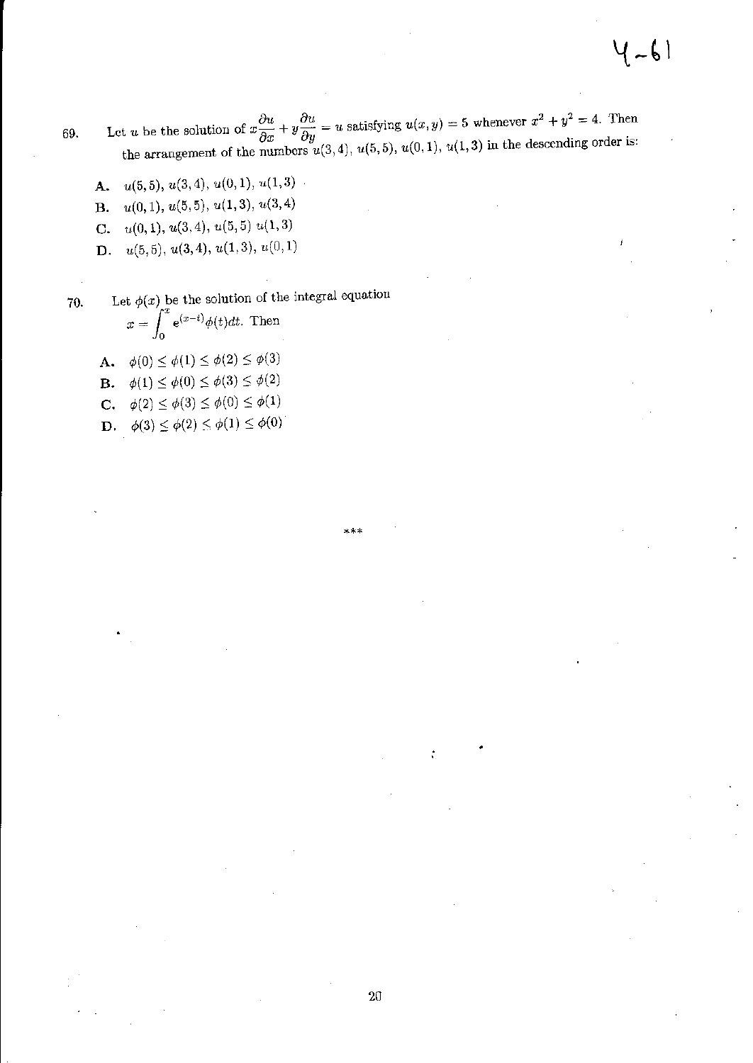69. Let $u$ be the solution of $x\dfrac{\partial u}{\partial x} + y\dfrac{\partial u}{\partial y} = u$ satisfying $u(x, y) = 5$ whenever $x^2 + y^2 = 4$. Then the arrangement of the numbers $u(3, 4)$, $u(5, 5)$, $u(0, 1)$, $u(1, 3)$ in the descending order is:

A. $u(5, 5)$, $u(3, 4)$, $u(0, 1)$, $u(1, 3)$

B. $u(0, 1)$, $u(5, 5)$, $u(1, 3)$, $u(3, 4)$

C. $u(0, 1)$, $u(3, 4)$, $u(5, 5)$ $u(1, 3)$

D. $u(5, 5)$, $u(3, 4)$, $u(1, 3)$, $u(0, 1)$

70. Let $\phi(x)$ be the solution of the integral equation $x = \int_0^x e^{(x-t)}\phi(t)dt$. Then

A. $\phi(0) \leq \phi(1) \leq \phi(2) \leq \phi(3)$

B. $\phi(1) \leq \phi(0) \leq \phi(3) \leq \phi(2)$

C. $\phi(2) \leq \phi(3) \leq \phi(0) \leq \phi(1)$

D. $\phi(3) \leq \phi(2) \leq \phi(1) \leq \phi(0)$

***